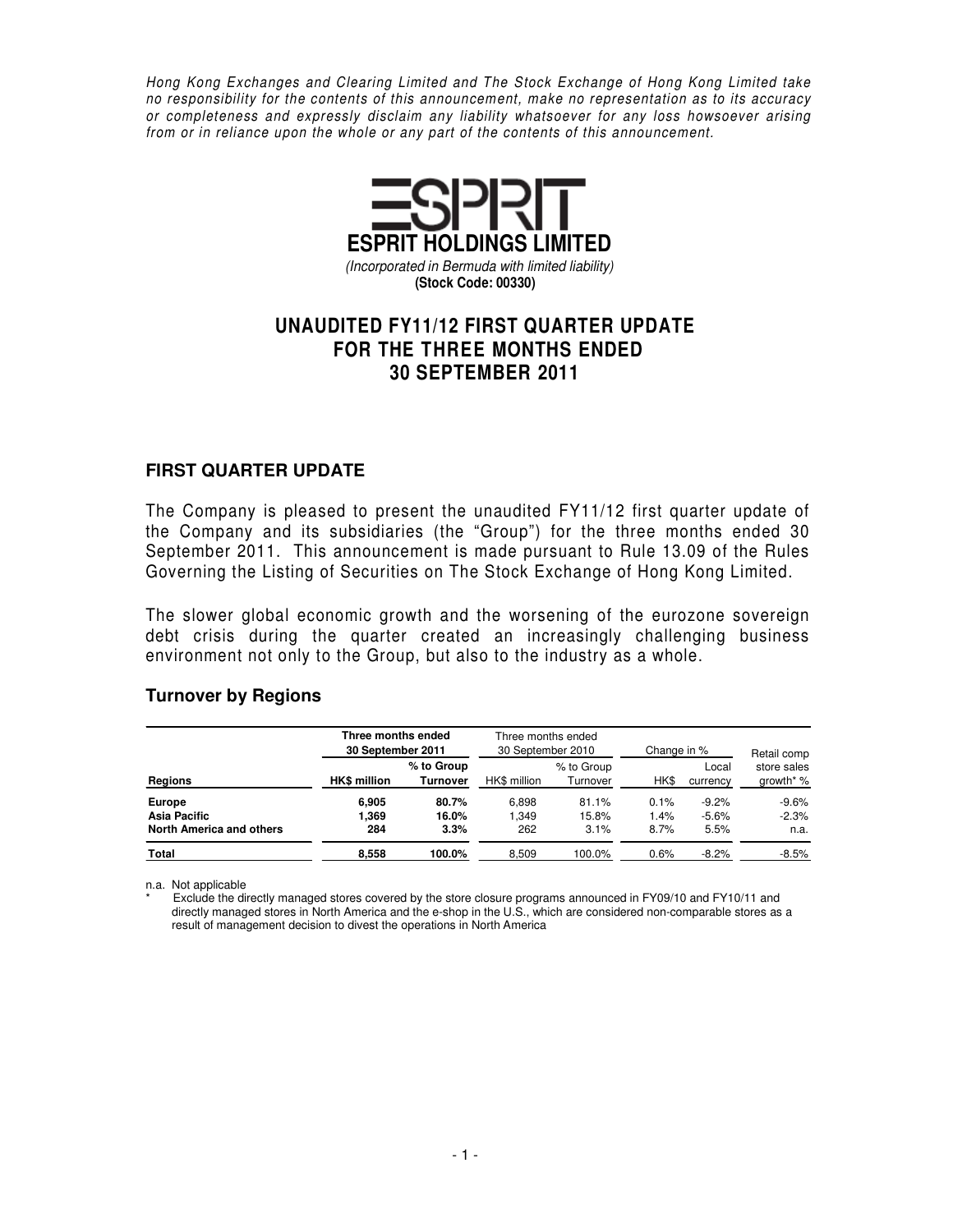*Hong Kong Exchanges and Clearing Limited and The Stock Exchange of Hong Kong Limited take no responsibility for the contents of this announcement, make no representation as to its accuracy or completeness and expressly disclaim any liability whatsoever for any loss howsoever arising from or in reliance upon the whole or any part of the contents of this announcement.*

**ESPRIT HOLDINGS LIMITED**

*(Incorporated in Bermuda with limited liability)*

**(Stock Code: 00330)**

# UNAUDITED FY11/12 FIRST QUARTER UPDATE FOR THE THREE MONTHS ENDED 30 SEPTEMBER 2011

## FIRST QUARTER UPDATE

The Company is pleased to present the unaudited FY11/12 first quarter update of the Company and its subsidiaries (the "Group") for the three months ended 30 September 2011. This announcement is made pursuant to Rule 13.09 of the Rules Governing the Listing of Securities on The Stock Exchange of Hong Kong Limited.

The slower global economic growth and the worsening of the eurozone sovereign debt crisis during the quarter created an increasingly challenging business environment not only to the Group, but also to the industry as a whole.

### Turnover by Regions

| | **Three months ended 30 September 2011** | | Three months ended 30 September 2010 | | Change in % | | Retail comp store sales growth* % |
|---|---|---|---|---|---|---|---|
| **Regions** | **HK$ million** | **% to Group Turnover** | HK$ million | % to Group Turnover | HK$ | Local currency | |
| **Europe** | **6,905** | **80.7%** | 6,898 | 81.1% | 0.1% | -9.2% | -9.6% |
| **Asia Pacific** | **1,369** | **16.0%** | 1,349 | 15.8% | 1.4% | -5.6% | -2.3% |
| **North America and others** | **284** | **3.3%** | 262 | 3.1% | 8.7% | 5.5% | n.a. |
| **Total** | **8,558** | **100.0%** | 8,509 | 100.0% | 0.6% | -8.2% | -8.5% |

n.a. Not applicable

\* Exclude the directly managed stores covered by the store closure programs announced in FY09/10 and FY10/11 and directly managed stores in North America and the e-shop in the U.S., which are considered non-comparable stores as a result of management decision to divest the operations in North America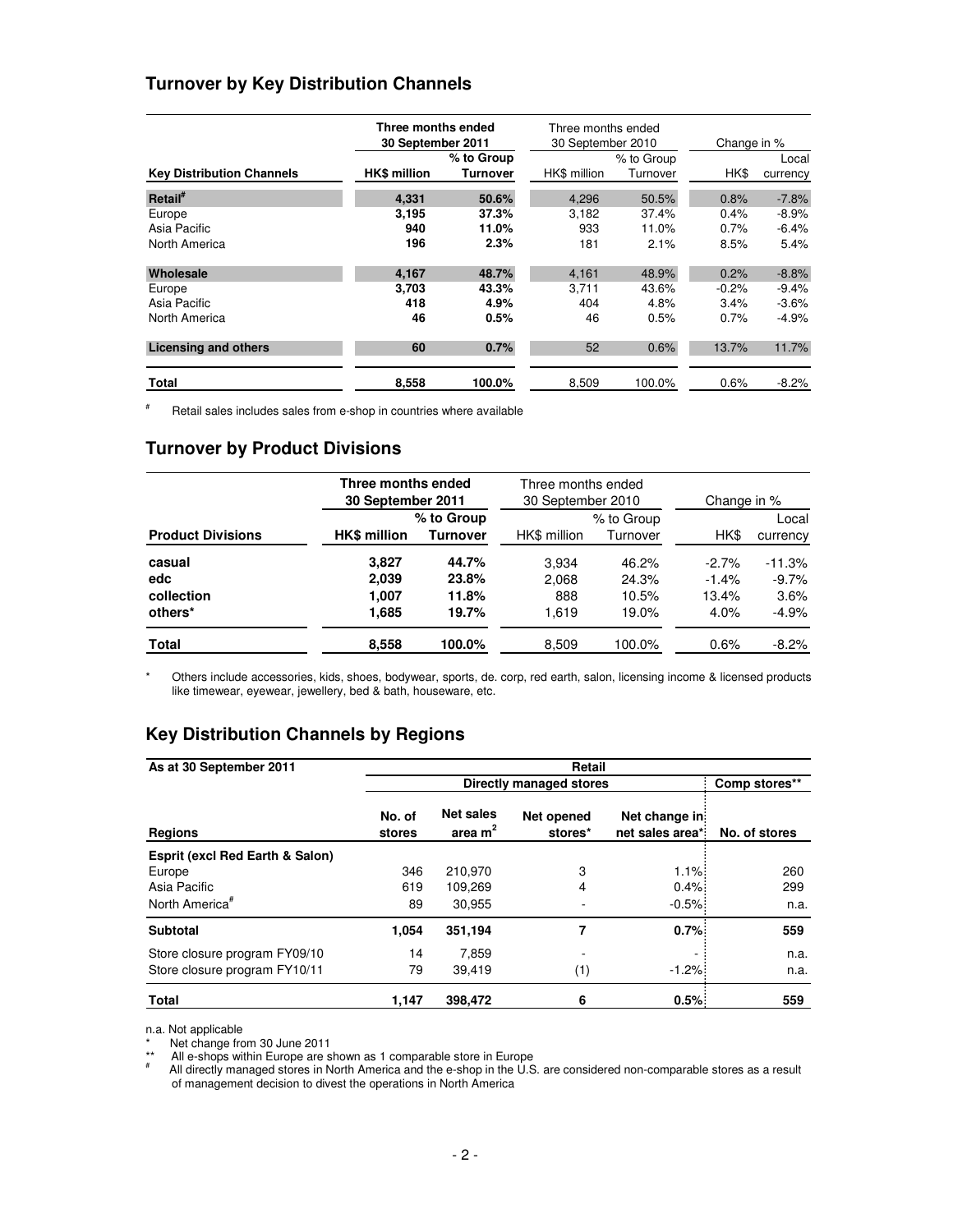## Turnover by Key Distribution Channels

| | Three months ended 30 September 2011 | | Three months ended 30 September 2010 | | Change in % | |
|---|---|---|---|---|---|---|
| **Key Distribution Channels** | **HK$ million** | **% to Group Turnover** | HK$ million | % to Group Turnover | HK$ | Local currency |
| **Retail**# | **4,331** | **50.6%** | 4,296 | 50.5% | 0.8% | -7.8% |
| Europe | **3,195** | **37.3%** | 3,182 | 37.4% | 0.4% | -8.9% |
| Asia Pacific | **940** | **11.0%** | 933 | 11.0% | 0.7% | -6.4% |
| North America | **196** | **2.3%** | 181 | 2.1% | 8.5% | 5.4% |
| **Wholesale** | **4,167** | **48.7%** | 4,161 | 48.9% | 0.2% | -8.8% |
| Europe | **3,703** | **43.3%** | 3,711 | 43.6% | -0.2% | -9.4% |
| Asia Pacific | **418** | **4.9%** | 404 | 4.8% | 3.4% | -3.6% |
| North America | **46** | **0.5%** | 46 | 0.5% | 0.7% | -4.9% |
| **Licensing and others** | **60** | **0.7%** | 52 | 0.6% | 13.7% | 11.7% |
| **Total** | **8,558** | **100.0%** | 8,509 | 100.0% | 0.6% | -8.2% |

# Retail sales includes sales from e-shop in countries where available

## Turnover by Product Divisions

| | Three months ended 30 September 2011 | | Three months ended 30 September 2010 | | Change in % | |
|---|---|---|---|---|---|---|
| **Product Divisions** | **HK$ million** | **% to Group Turnover** | HK$ million | % to Group Turnover | HK$ | Local currency |
| **casual** | **3,827** | **44.7%** | 3,934 | 46.2% | -2.7% | -11.3% |
| **edc** | **2,039** | **23.8%** | 2,068 | 24.3% | -1.4% | -9.7% |
| **collection** | **1,007** | **11.8%** | 888 | 10.5% | 13.4% | 3.6% |
| **others*** | **1,685** | **19.7%** | 1,619 | 19.0% | 4.0% | -4.9% |
| **Total** | **8,558** | **100.0%** | 8,509 | 100.0% | 0.6% | -8.2% |

* Others include accessories, kids, shoes, bodywear, sports, de. corp, red earth, salon, licensing income & licensed products like timewear, eyewear, jewellery, bed & bath, houseware, etc.

## Key Distribution Channels by Regions

| **As at 30 September 2011** | **Retail** | | | | |
|---|---|---|---|---|---|
| | **Directly managed stores** | | | | **Comp stores**** |
| **Regions** | **No. of stores** | **Net sales area m²** | **Net opened stores*** | **Net change in net sales area*** | **No. of stores** |
| **Esprit (excl Red Earth & Salon)** | | | | | |
| Europe | 346 | 210,970 | 3 | 1.1% | 260 |
| Asia Pacific | 619 | 109,269 | 4 | 0.4% | 299 |
| North America# | 89 | 30,955 | - | -0.5% | n.a. |
| **Subtotal** | **1,054** | **351,194** | **7** | **0.7%** | **559** |
| Store closure program FY09/10 | 14 | 7,859 | - | - | n.a. |
| Store closure program FY10/11 | 79 | 39,419 | (1) | -1.2% | n.a. |
| **Total** | **1,147** | **398,472** | **6** | **0.5%** | **559** |

n.a. Not applicable

* Net change from 30 June 2011

** All e-shops within Europe are shown as 1 comparable store in Europe

# All directly managed stores in North America and the e-shop in the U.S. are considered non-comparable stores as a result of management decision to divest the operations in North America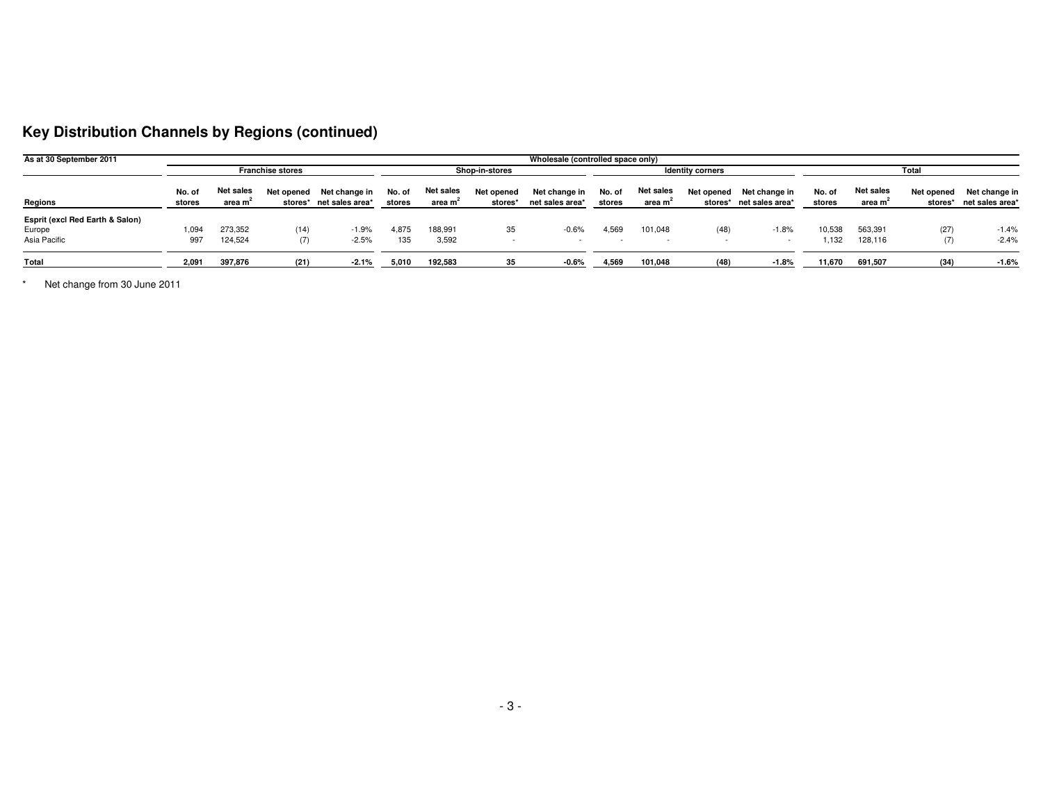## Key Distribution Channels by Regions (continued)

| As at 30 September 2011 | Wholesale (controlled space only) | | | | | | | | | | | | | | | |
|---|---|---|---|---|---|---|---|---|---|---|---|---|---|---|---|---|
| | Franchise stores | | | | Shop-in-stores | | | | Identity corners | | | | Total | | | |
| Regions | No. of stores | Net sales area $m^2$ | Net opened stores* | Net change in net sales area* | No. of stores | Net sales area $m^2$ | Net opened stores* | Net change in net sales area* | No. of stores | Net sales area $m^2$ | Net opened stores* | Net change in net sales area* | No. of stores | Net sales area $m^2$ | Net opened stores* | Net change in net sales area* |
| **Esprit (excl Red Earth & Salon)** | | | | | | | | | | | | | | | | |
| Europe | 1,094 | 273,352 | (14) | -1.9% | 4,875 | 188,991 | 35 | -0.6% | 4,569 | 101,048 | (48) | -1.8% | 10,538 | 563,391 | (27) | -1.4% |
| Asia Pacific | 997 | 124,524 | (7) | -2.5% | 135 | 3,592 | - | - | - | - | - | - | 1,132 | 128,116 | (7) | -2.4% |
| **Total** | **2,091** | **397,876** | **(21)** | **-2.1%** | **5,010** | **192,583** | **35** | **-0.6%** | **4,569** | **101,048** | **(48)** | **-1.8%** | **11,670** | **691,507** | **(34)** | **-1.6%** |

\* Net change from 30 June 2011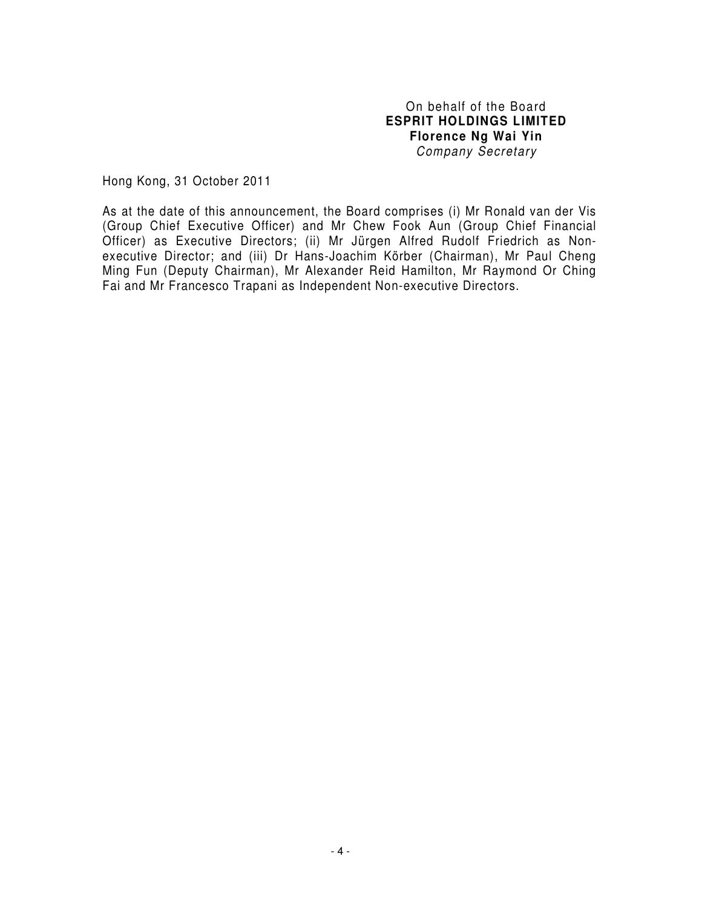On behalf of the Board  
**ESPRIT HOLDINGS LIMITED**  
**Florence Ng Wai Yin**  
*Company Secretary*

Hong Kong, 31 October 2011

As at the date of this announcement, the Board comprises (i) Mr Ronald van der Vis (Group Chief Executive Officer) and Mr Chew Fook Aun (Group Chief Financial Officer) as Executive Directors; (ii) Mr Jürgen Alfred Rudolf Friedrich as Non-executive Director; and (iii) Dr Hans-Joachim Körber (Chairman), Mr Paul Cheng Ming Fun (Deputy Chairman), Mr Alexander Reid Hamilton, Mr Raymond Or Ching Fai and Mr Francesco Trapani as Independent Non-executive Directors.